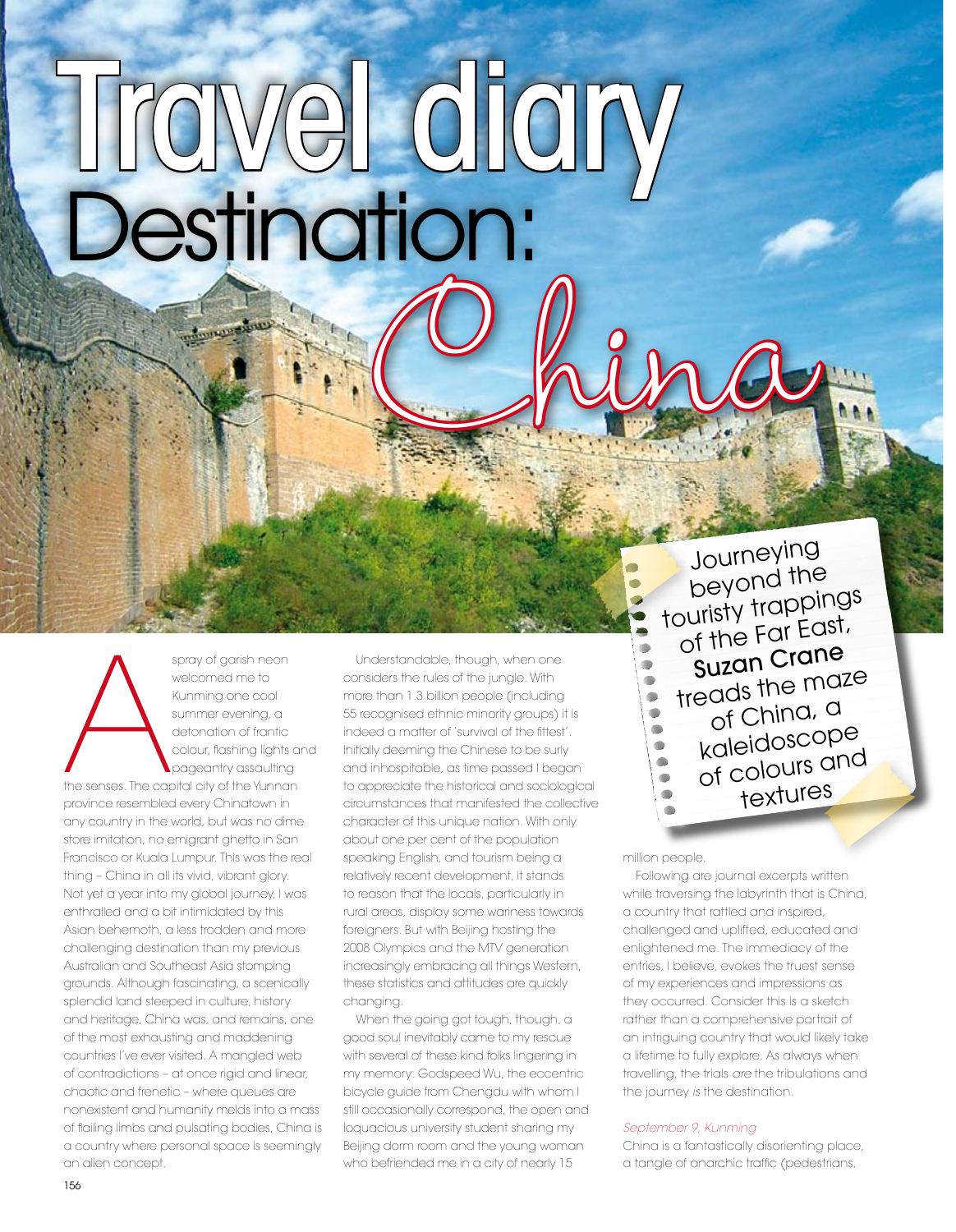# Travel diary

## Destination: China

*Journeying beyond the touristy trappings of the Far East, **Suzan Crane** treads the maze of China, a kaleidoscope of colours and textures*

A spray of garish neon welcomed me to Kunming one cool summer evening, a detonation of frantic colour, flashing lights and pageantry assaulting the senses. The capital city of the Yunnan province resembled every Chinatown in any country in the world, but was no dime store imitation, no emigrant ghetto in San Francisco or Kuala Lumpur. This was the real thing – China in all its vivid, vibrant glory. Not yet a year into my global journey, I was enthralled and a bit intimidated by this Asian behemoth, a less trodden and more challenging destination than my previous Australian and Southeast Asia stomping grounds. Although fascinating, a scenically splendid land steeped in culture, history and heritage, China was, and remains, one of the most exhausting and maddening countries I've ever visited. A mangled web of contradictions – at once rigid and linear, chaotic and frenetic – where queues are nonexistent and humanity melds into a mass of flailing limbs and pulsating bodies, China is a country where personal space is seemingly an alien concept.

Understandable, though, when one considers the rules of the jungle. With more than 1.3 billion people (including 55 recognised ethnic minority groups) it is indeed a matter of 'survival of the fittest'. Initially deeming the Chinese to be surly and inhospitable, as time passed I began to appreciate the historical and sociological circumstances that manifested the collective character of this unique nation. With only about one per cent of the population speaking English, and tourism being a relatively recent development, it stands to reason that the locals, particularly in rural areas, display some wariness towards foreigners. But with Beijing hosting the 2008 Olympics and the MTV generation increasingly embracing all things Western, these statistics and attitudes are quickly changing.

When the going got tough, though, a good soul inevitably came to my rescue with several of these kind folks lingering in my memory: Godspeed Wu, the eccentric bicycle guide from Chengdu with whom I still occasionally correspond, the open and loquacious university student sharing my Beijing dorm room and the young woman who befriended me in a city of nearly 15 million people.

Following are journal excerpts written while traversing the labyrinth that is China, a country that rattled and inspired, challenged and uplifted, educated and enlightened me. The immediacy of the entries, I believe, evokes the truest sense of my experiences and impressions as they occurred. Consider this is a sketch rather than a comprehensive portrait of an intriguing country that would likely take a lifetime to fully explore. As always when travelling, the trials *are* the tribulations and the journey *is* the destination.

*September 9, Kunming*

China is a fantastically disorienting place, a tangle of anarchic traffic (pedestrians,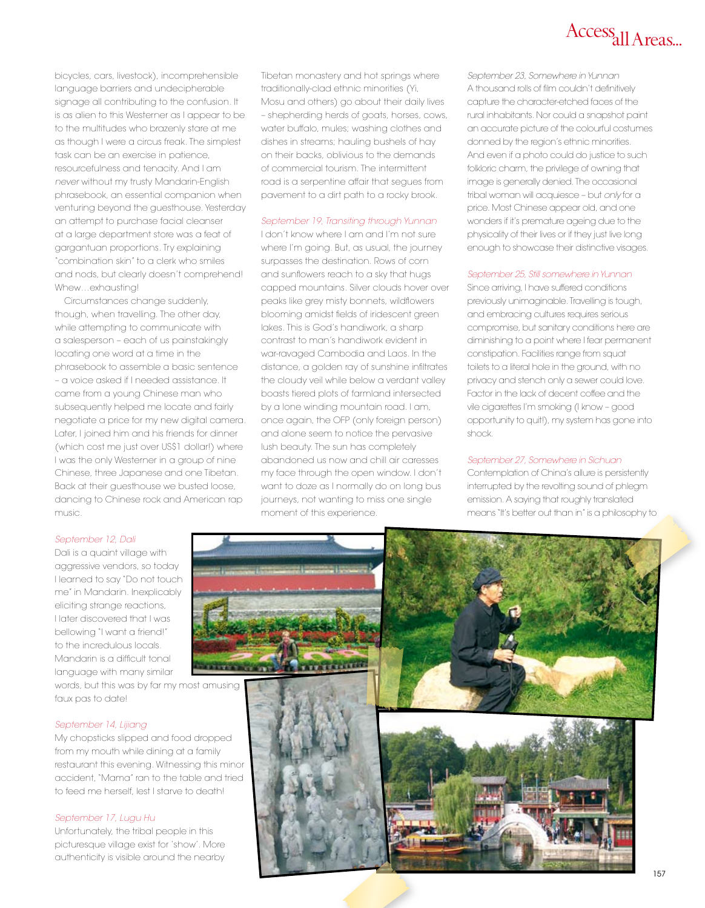bicycles, cars, livestock), incomprehensible language barriers and undecipherable signage all contributing to the confusion. It is as alien to this Westerner as I appear to be to the multitudes who brazenly stare at me as though I were a circus freak. The simplest task can be an exercise in patience, resourcefulness and tenacity. And I am *never* without my trusty Mandarin-English phrasebook, an essential companion when venturing beyond the guesthouse. Yesterday an attempt to purchase facial cleanser at a large department store was a feat of gargantuan proportions. Try explaining "combination skin" to a clerk who smiles and nods, but clearly doesn't comprehend! Whew…exhausting!

Circumstances change suddenly, though, when travelling. The other day, while attempting to communicate with a salesperson – each of us painstakingly locating one word at a time in the phrasebook to assemble a basic sentence – a voice asked if I needed assistance. It came from a young Chinese man who subsequently helped me locate and fairly negotiate a price for my new digital camera. Later, I joined him and his friends for dinner (which cost me just over US$1 dollar!) where I was the only Westerner in a group of nine Chinese, three Japanese and one Tibetan. Back at their guesthouse we busted loose, dancing to Chinese rock and American rap music.

*September 12, Dali*

Dali is a quaint village with aggressive vendors, so today I learned to say "Do not touch me" in Mandarin. Inexplicably eliciting strange reactions, I later discovered that I was bellowing "I want a friend!" to the incredulous locals. Mandarin is a difficult tonal language with many similar words, but this was by far my most amusing faux pas to date!

*September 14, Lijiang*

My chopsticks slipped and food dropped from my mouth while dining at a family restaurant this evening. Witnessing this minor accident, "Mama" ran to the table and tried to feed me herself, lest I starve to death!

*September 17, Lugu Hu*

Unfortunately, the tribal people in this picturesque village exist for 'show'. More authenticity is visible around the nearby Tibetan monastery and hot springs where traditionally-clad ethnic minorities (Yi, Mosu and others) go about their daily lives – shepherding herds of goats, horses, cows, water buffalo, mules; washing clothes and dishes in streams; hauling bushels of hay on their backs, oblivious to the demands of commercial tourism. The intermittent road is a serpentine affair that segues from pavement to a dirt path to a rocky brook.

*September 19, Transiting through Yunnan*

I don't know where I am and I'm not sure where I'm going. But, as usual, the journey surpasses the destination. Rows of corn and sunflowers reach to a sky that hugs capped mountains. Silver clouds hover over peaks like grey misty bonnets, wildflowers blooming amidst fields of iridescent green lakes. This is God's handiwork, a sharp contrast to man's handiwork evident in war-ravaged Cambodia and Laos. In the distance, a golden ray of sunshine infiltrates the cloudy veil while below a verdant valley boasts tiered plots of farmland intersected by a lone winding mountain road. I am, once again, the OFP (only foreign person) and alone seem to notice the pervasive lush beauty. The sun has completely abandoned us now and chill air caresses my face through the open window. I don't want to doze as I normally do on long bus journeys, not wanting to miss one single moment of this experience.

*September 23, Somewhere in Yunnan*

A thousand rolls of film couldn't definitively capture the character-etched faces of the rural inhabitants. Nor could a snapshot paint an accurate picture of the colourful costumes donned by the region's ethnic minorities. And even if a photo could do justice to such folkloric charm, the privilege of owning that image is generally denied. The occasional tribal woman will acquiesce – but *only* for a price. Most Chinese appear old, and one wonders if it's premature ageing due to the physicality of their lives or if they just live long enough to showcase their distinctive visages.

*September 25, Still somewhere in Yunnan*

Since arriving, I have suffered conditions previously unimaginable. Travelling is tough, and embracing cultures requires serious compromise, but sanitary conditions here are diminishing to a point where I fear permanent constipation. Facilities range from squat toilets to a literal hole in the ground, with no privacy and stench only a sewer could love. Factor in the lack of decent coffee and the vile cigarettes I'm smoking (I know – good opportunity to quit!), my system has gone into shock.

*September 27, Somewhere in Sichuan*

Contemplation of China's allure is persistently interrupted by the revolting sound of phlegm emission. A saying that roughly translated means "It's better out than in" is a philosophy to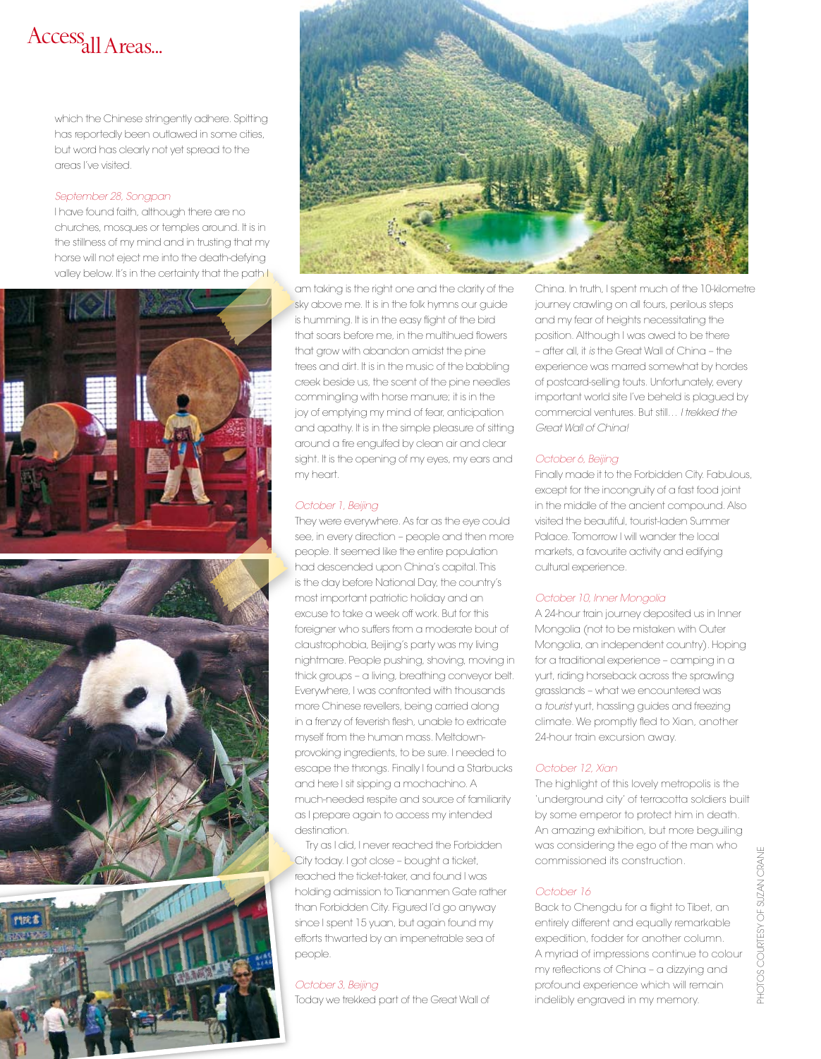which the Chinese stringently adhere. Spitting has reportedly been outlawed in some cities, but word has clearly not yet spread to the areas I've visited.

*September 28, Songpan*

I have found faith, although there are no churches, mosques or temples around. It is in the stillness of my mind and in trusting that my horse will not eject me into the death-defying valley below. It's in the certainty that the path I am taking is the right one and the clarity of the sky above me. It is in the folk hymns our guide is humming. It is in the easy flight of the bird that soars before me, in the multihued flowers that grow with abandon amidst the pine trees and dirt. It is in the music of the babbling creek beside us, the scent of the pine needles commingling with horse manure; it is in the joy of emptying my mind of fear, anticipation and apathy. It is in the simple pleasure of sitting around a fire engulfed by clean air and clear sight. It is the opening of my eyes, my ears and my heart.

*October 1, Beijing*

They were everywhere. As far as the eye could see, in every direction – people and then more people. It seemed like the entire population had descended upon China's capital. This is the day before National Day, the country's most important patriotic holiday and an excuse to take a week off work. But for this foreigner who suffers from a moderate bout of claustrophobia, Beijing's party was my living nightmare. People pushing, shoving, moving in thick groups – a living, breathing conveyor belt. Everywhere, I was confronted with thousands more Chinese revellers, being carried along in a frenzy of feverish flesh, unable to extricate myself from the human mass. Meltdown-provoking ingredients, to be sure. I needed to escape the throngs. Finally I found a Starbucks and here I sit sipping a mochachino. A much-needed respite and source of familiarity as I prepare again to access my intended destination.

Try as I did, I never reached the Forbidden City today. I got close – bought a ticket, reached the ticket-taker, and found I was holding admission to Tiananmen Gate rather than Forbidden City. Figured I'd go anyway since I spent 15 yuan, but again found my efforts thwarted by an impenetrable sea of people.

*October 3, Beijing*

Today we trekked part of the Great Wall of China. In truth, I spent much of the 10-kilometre journey crawling on all fours, perilous steps and my fear of heights necessitating the position. Although I was awed to be there – after all, it *is* the Great Wall of China – the experience was marred somewhat by hordes of postcard-selling touts. Unfortunately, every important world site I've beheld is plagued by commercial ventures. But still… *I trekked the Great Wall of China!*

*October 6, Beijing*

Finally made it to the Forbidden City. Fabulous, except for the incongruity of a fast food joint in the middle of the ancient compound. Also visited the beautiful, tourist-laden Summer Palace. Tomorrow I will wander the local markets, a favourite activity and edifying cultural experience.

*October 10, Inner Mongolia*

A 24-hour train journey deposited us in Inner Mongolia (not to be mistaken with Outer Mongolia, an independent country). Hoping for a traditional experience – camping in a yurt, riding horseback across the sprawling grasslands – what we encountered was a *tourist* yurt, hassling guides and freezing climate. We promptly fled to Xian, another 24-hour train excursion away.

*October 12, Xian*

The highlight of this lovely metropolis is the 'underground city' of terracotta soldiers built by some emperor to protect him in death. An amazing exhibition, but more beguiling was considering the ego of the man who commissioned its construction.

*October 16*

Back to Chengdu for a flight to Tibet, an entirely different and equally remarkable expedition, fodder for another column. A myriad of impressions continue to colour my reflections of China – a dizzying and profound experience which will remain indelibly engraved in my memory.

PHOTOS COURTESY OF SUZAN CRANE